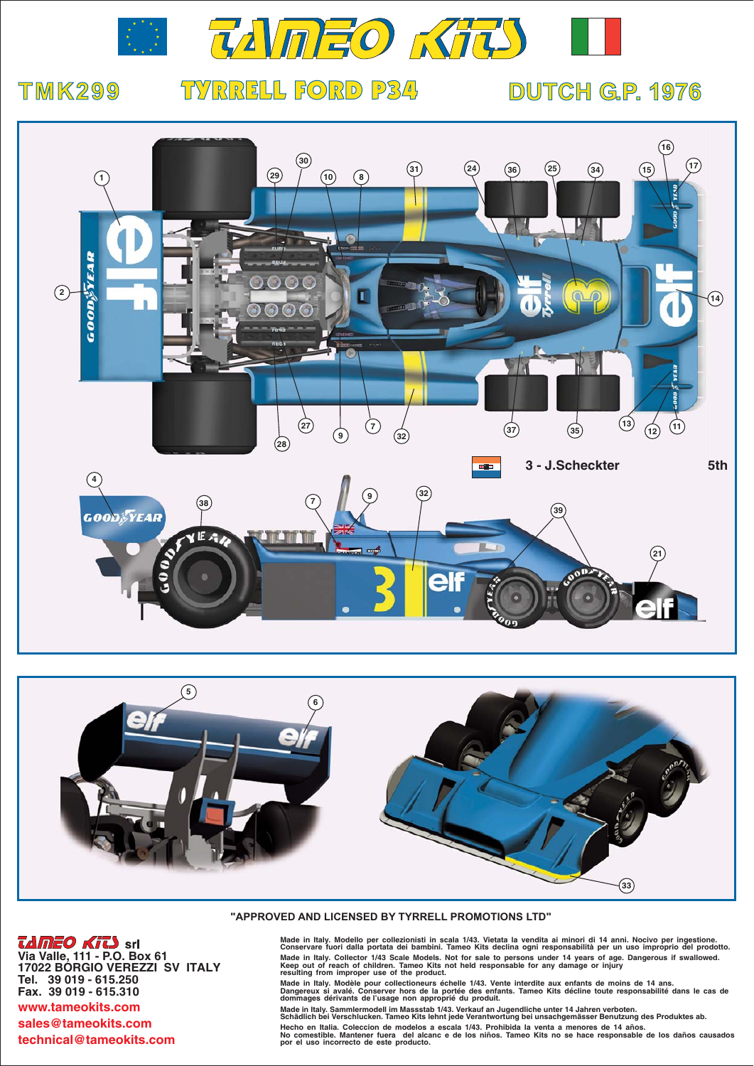# TAMEO KITS

## TMK299 TYRRELL FORD P34 DUTCH G.P. 1976

3 - J.Scheckter 5th

"APPROVED AND LICENSED BY TYRRELL PROMOTIONS LTD"

**TAMEO KITS srl**
Via Valle, 111 - P.O. Box 61
17022 BORGIO VEREZZI SV ITALY
Tel. 39 019 - 615.250
Fax. 39 019 - 615.310
www.tameokits.com
sales@tameokits.com
technical@tameokits.com

Made in Italy. Modello per collezionisti in scala 1/43. Vietata la vendita ai minori di 14 anni. Nocivo per ingestione. Conservare fuori dalla portata dei bambini. Tameo Kits declina ogni responsabilità per un uso improprio del prodotto.

Made in Italy. Collector 1/43 Scale Models. Not for sale to persons under 14 years of age. Dangerous if swallowed. Keep out of reach of children. Tameo Kits not held responsable for any damage or injury resulting from improper use of the product.

Made in Italy. Modèle pour collectioneurs échelle 1/43. Vente interdite aux enfants de moins de 14 ans. Dangereux si avalé. Conserver hors de la portée des enfants. Tameo Kits décline toute responsabilité dans le cas de dommages dérivants de l'usage non approprié du produit.

Made in Italy. Sammlermodell im Massstab 1/43. Verkauf an Jugendliche unter 14 Jahren verboten. Schädlich bei Verschlucken. Tameo Kits lehnt jede Verantwortung bei unsachgemässer Benutzung des Produktes ab.

Hecho en Italia. Coleccion de modelos a escala 1/43. Prohibida la venta a menores de 14 años. No comestible. Mantener fuera del alcance e de los niños. Tameo Kits no se hace responsable de los daños causados por el uso incorrecto de este producto.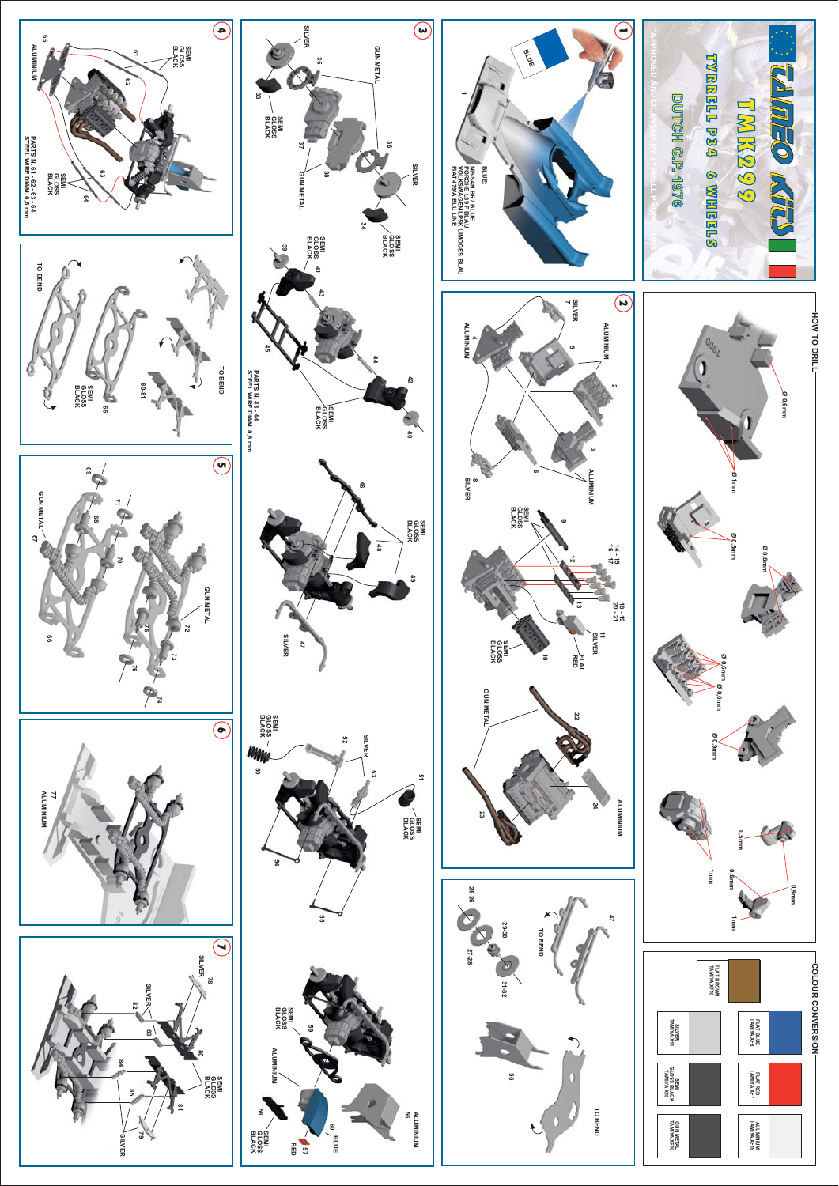# TAMEO KITS

# TMK299

## TYRRELL P34 6 WHEELS

## DUTCH G.P. 1976

"APPROVED AND LICENSED BY TYRRELL PROMOTIONS"

### 1

BLUE

BLUE:
NISSAN BRT BLUE
BMW 34E 1979 HELL BLAU
VOLKSWAGEN LP5K LIMOGES BLAU
FIAT 479/A BLU LINE

### 2

SILVER 7, ALUMINIUM 4, 5, ALUMINIUM 2, 3, 6, SILVER 8

SEMI GLOSS BLACK 9, 12, 13, 14-15 16-17, 18-19 20-21, 11 SILVER, FLAT RED, 10 SEMI GLOSS BLACK

GUN METAL 22, 23, ALUMINIUM 24

### 3

GUN METAL, SILVER 35, 33 SEMI GLOSS BLACK, 36, 37 GUN METAL, 38, SILVER, 34 SEMI GLOSS BLACK

SEMI GLOSS BLACK 39, 41, 43, 45, 44, 42, 40, SEMI GLOSS BLACK

PARTS N. 43 - 44 STEEL WIRE DIAM. 0.8 mm

SEMI GLOSS BLACK 46, 48, 49, SILVER 47

SEMI GLOSS BLACK 50, 52, SILVER 53, 51 SEMI GLOSS BLACK, 54, 55

SEMI GLOSS BLACK 59, ALUMINIUM 56, ALUMINIUM, 58 SEMI GLOSS BLACK, 57 RED, 60 BLUE

### 4

SEMI GLOSS BLACK 61, 62, 65 ALUMINIUM, 63, 64 SEMI GLOSS BLACK

PARTS N. 61 - 62 - 63 - 64 STEEL WIRE DIAM. 0.6 mm

TO BEND, 66 SEMI GLOSS BLACK, 80-81, TO BEND

### 5

69, 68, 71, 70, GUN METAL 67, 66, 72, 75, 73, 76, 74, GUN METAL

### 6

77 ALUMINIUM

### 7

SILVER 78, SILVER 82, 83, 80, SEMI GLOSS BLACK, 84, 85, 81, 79, SILVER

25-26, 29-30, 27-28, 31-32, TO BEND 47, 56, TO BEND

## HOW TO DRILL

Ø 0.6mm, Ø 1mm, Ø 0.5mm, Ø 0.8mm, Ø 0.6mm, Ø 0.6mm, Ø 0.9mm, 0.5mm, 1mm, 0.5mm, 0.8mm, 1mm

## COLOUR CONVERSION

| | | |
|---|---|---|
| FLAT BROWN TAMIYA XF10 | FLAT BLUE TAMIYA XF8 | SILVER TAMIYA X11 |
| FLAT RED TAMIYA XF7 | SEMI GLOSS BLACK TAMIYA X18 | ALUMINIUM TAMIYA XF16 |
| GUN METAL TAMIYA XF10 | | |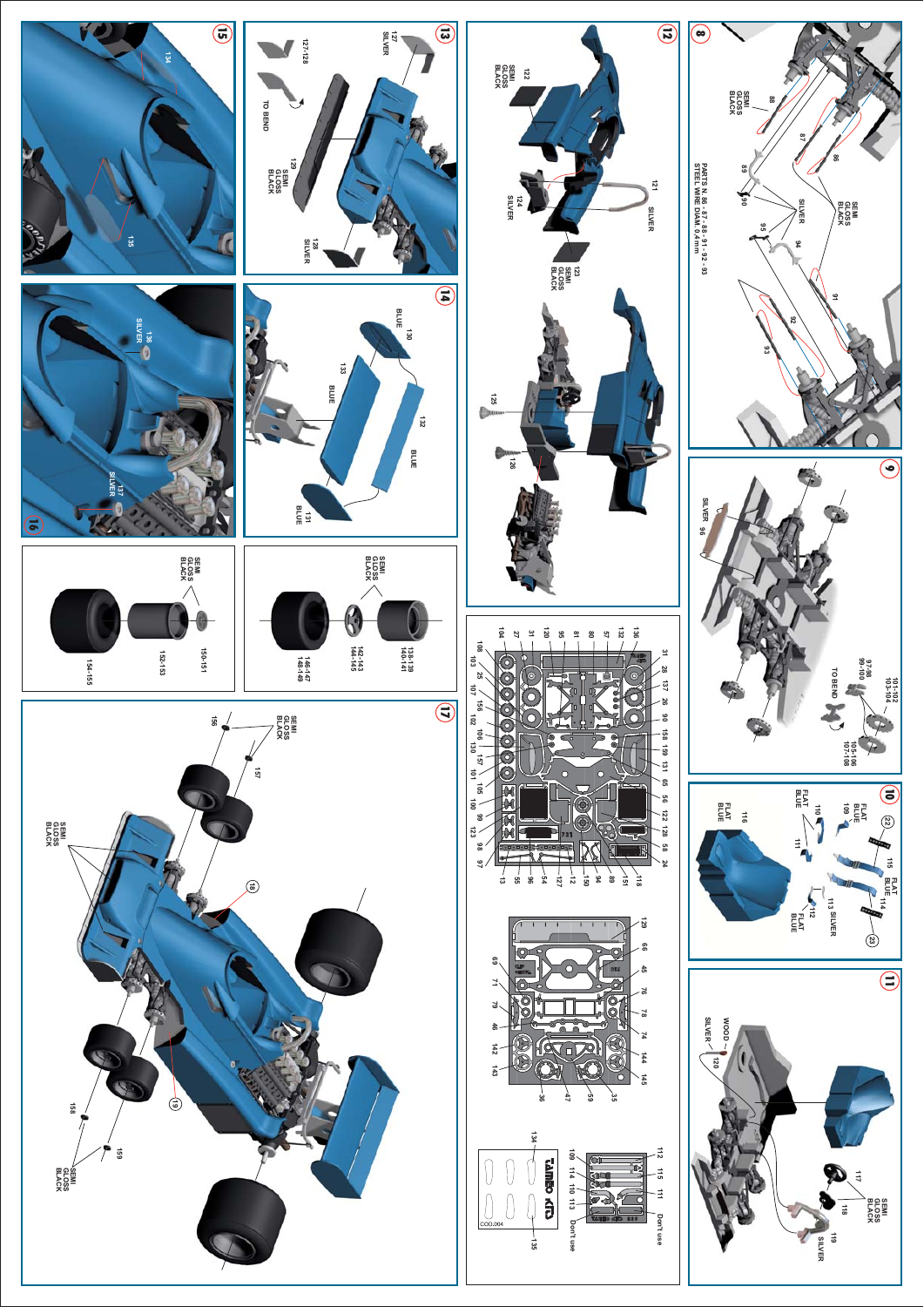8

PARTS N. 86 - 87 - 88 - 91 - 92 - 93
STEEL WIRE DIAM. 0,4 mm

SEMI GLOSS BLACK

SILVER

9

SILVER 96

TO BEND

10

FLAT BLUE

SILVER

11

WOOD - SILVER

SEMI GLOSS BLACK

SILVER

12

SEMI GLOSS BLACK

SILVER

13

SILVER

TO BEND

SEMI GLOSS BLACK

14

BLUE

15

16

SILVER

17

SEMI GLOSS BLACK

COD.004

Don't use